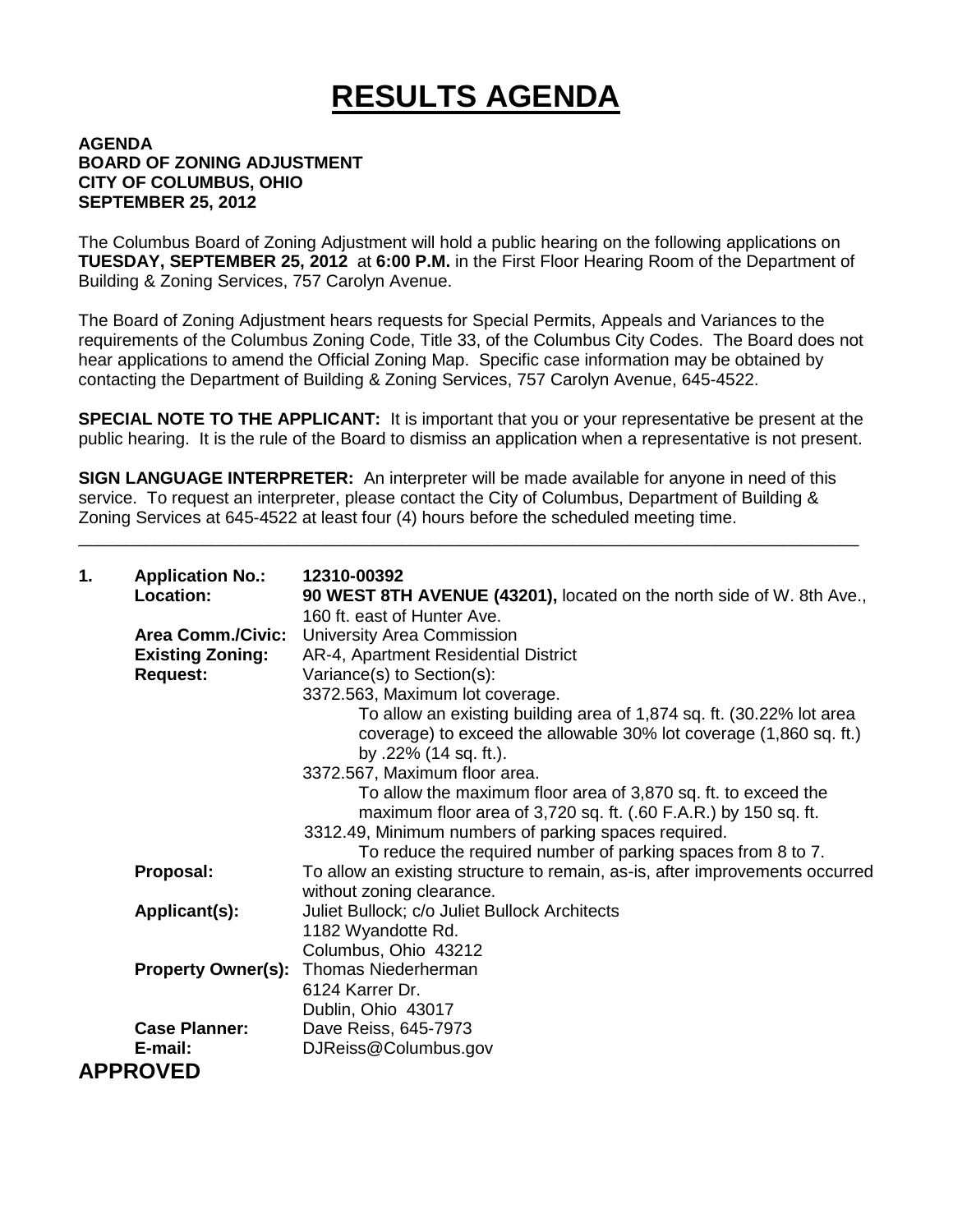# RESULTS AGENDA

**AGENDA**
**BOARD OF ZONING ADJUSTMENT**
**CITY OF COLUMBUS, OHIO**
**SEPTEMBER 25, 2012**

The Columbus Board of Zoning Adjustment will hold a public hearing on the following applications on **TUESDAY, SEPTEMBER 25, 2012** at **6:00 P.M.** in the First Floor Hearing Room of the Department of Building & Zoning Services, 757 Carolyn Avenue.

The Board of Zoning Adjustment hears requests for Special Permits, Appeals and Variances to the requirements of the Columbus Zoning Code, Title 33, of the Columbus City Codes. The Board does not hear applications to amend the Official Zoning Map. Specific case information may be obtained by contacting the Department of Building & Zoning Services, 757 Carolyn Avenue, 645-4522.

**SPECIAL NOTE TO THE APPLICANT:** It is important that you or your representative be present at the public hearing. It is the rule of the Board to dismiss an application when a representative is not present.

**SIGN LANGUAGE INTERPRETER:** An interpreter will be made available for anyone in need of this service. To request an interpreter, please contact the City of Columbus, Department of Building & Zoning Services at 645-4522 at least four (4) hours before the scheduled meeting time.

---

**1. Application No.:** **12310-00392**

**Location:** **90 WEST 8TH AVENUE (43201),** located on the north side of W. 8th Ave., 160 ft. east of Hunter Ave.

**Area Comm./Civic:** University Area Commission

**Existing Zoning:** AR-4, Apartment Residential District

**Request:** Variance(s) to Section(s):

3372.563, Maximum lot coverage.
To allow an existing building area of 1,874 sq. ft. (30.22% lot area coverage) to exceed the allowable 30% lot coverage (1,860 sq. ft.) by .22% (14 sq. ft.).

3372.567, Maximum floor area.
To allow the maximum floor area of 3,870 sq. ft. to exceed the maximum floor area of 3,720 sq. ft. (.60 F.A.R.) by 150 sq. ft.

3312.49, Minimum numbers of parking spaces required.
To reduce the required number of parking spaces from 8 to 7.

**Proposal:** To allow an existing structure to remain, as-is, after improvements occurred without zoning clearance.

**Applicant(s):** Juliet Bullock; c/o Juliet Bullock Architects
1182 Wyandotte Rd.
Columbus, Ohio 43212

**Property Owner(s):** Thomas Niederherman
6124 Karrer Dr.
Dublin, Ohio 43017

**Case Planner:** Dave Reiss, 645-7973

**E-mail:** DJReiss@Columbus.gov

**APPROVED**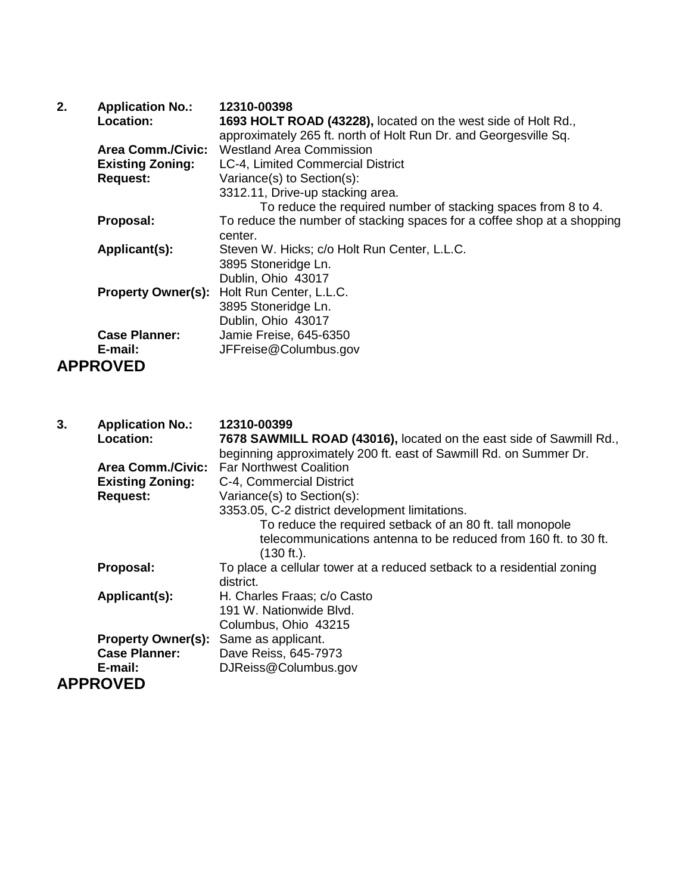**2.** **Application No.:** **12310-00398**

**Location:** **1693 HOLT ROAD (43228),** located on the west side of Holt Rd., approximately 265 ft. north of Holt Run Dr. and Georgesville Sq.

**Area Comm./Civic:** Westland Area Commission

**Existing Zoning:** LC-4, Limited Commercial District

**Request:** Variance(s) to Section(s):
3312.11, Drive-up stacking area.
To reduce the required number of stacking spaces from 8 to 4.

**Proposal:** To reduce the number of stacking spaces for a coffee shop at a shopping center.

**Applicant(s):** Steven W. Hicks; c/o Holt Run Center, L.L.C.
3895 Stoneridge Ln.
Dublin, Ohio 43017

**Property Owner(s):** Holt Run Center, L.L.C.
3895 Stoneridge Ln.
Dublin, Ohio 43017

**Case Planner:** Jamie Freise, 645-6350

**E-mail:** JFFreise@Columbus.gov

**APPROVED**

**3.** **Application No.:** **12310-00399**

**Location:** **7678 SAWMILL ROAD (43016),** located on the east side of Sawmill Rd., beginning approximately 200 ft. east of Sawmill Rd. on Summer Dr.

**Area Comm./Civic:** Far Northwest Coalition

**Existing Zoning:** C-4, Commercial District

**Request:** Variance(s) to Section(s):
3353.05, C-2 district development limitations.
To reduce the required setback of an 80 ft. tall monopole telecommunications antenna to be reduced from 160 ft. to 30 ft. (130 ft.).

**Proposal:** To place a cellular tower at a reduced setback to a residential zoning district.

**Applicant(s):** H. Charles Fraas; c/o Casto
191 W. Nationwide Blvd.
Columbus, Ohio 43215

**Property Owner(s):** Same as applicant.

**Case Planner:** Dave Reiss, 645-7973

**E-mail:** DJReiss@Columbus.gov

**APPROVED**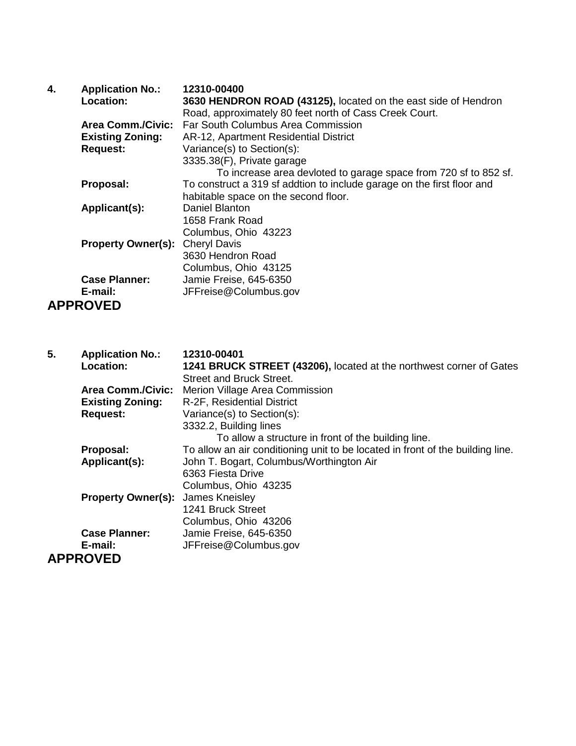**4.** **Application No.:** **12310-00400**

**Location:** **3630 HENDRON ROAD (43125),** located on the east side of Hendron Road, approximately 80 feet north of Cass Creek Court.

**Area Comm./Civic:** Far South Columbus Area Commission

**Existing Zoning:** AR-12, Apartment Residential District

**Request:** Variance(s) to Section(s):
3335.38(F), Private garage
To increase area devloted to garage space from 720 sf to 852 sf.

**Proposal:** To construct a 319 sf addtion to include garage on the first floor and habitable space on the second floor.

**Applicant(s):** Daniel Blanton
1658 Frank Road
Columbus, Ohio 43223

**Property Owner(s):** Cheryl Davis
3630 Hendron Road
Columbus, Ohio 43125

**Case Planner:** Jamie Freise, 645-6350

**E-mail:** JFFreise@Columbus.gov

**APPROVED**

**5.** **Application No.:** **12310-00401**

**Location:** **1241 BRUCK STREET (43206),** located at the northwest corner of Gates Street and Bruck Street.

**Area Comm./Civic:** Merion Village Area Commission

**Existing Zoning:** R-2F, Residential District

**Request:** Variance(s) to Section(s):
3332.2, Building lines
To allow a structure in front of the building line.

**Proposal:** To allow an air conditioning unit to be located in front of the building line.

**Applicant(s):** John T. Bogart, Columbus/Worthington Air
6363 Fiesta Drive
Columbus, Ohio 43235

**Property Owner(s):** James Kneisley
1241 Bruck Street
Columbus, Ohio 43206

**Case Planner:** Jamie Freise, 645-6350

**E-mail:** JFFreise@Columbus.gov

**APPROVED**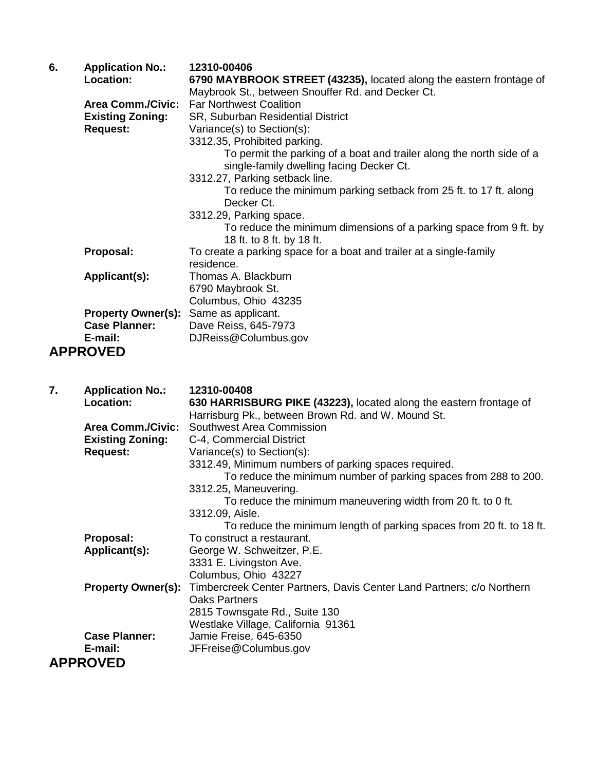**6.** **Application No.:** **12310-00406**

**Location:** **6790 MAYBROOK STREET (43235),** located along the eastern frontage of Maybrook St., between Snouffer Rd. and Decker Ct.

**Area Comm./Civic:** Far Northwest Coalition

**Existing Zoning:** SR, Suburban Residential District

**Request:** Variance(s) to Section(s):

3312.35, Prohibited parking.

To permit the parking of a boat and trailer along the north side of a single-family dwelling facing Decker Ct.

3312.27, Parking setback line.

To reduce the minimum parking setback from 25 ft. to 17 ft. along Decker Ct.

3312.29, Parking space.

To reduce the minimum dimensions of a parking space from 9 ft. by 18 ft. to 8 ft. by 18 ft.

**Proposal:** To create a parking space for a boat and trailer at a single-family residence.

**Applicant(s):** Thomas A. Blackburn
6790 Maybrook St.
Columbus, Ohio 43235

**Property Owner(s):** Same as applicant.

**Case Planner:** Dave Reiss, 645-7973

**E-mail:** DJReiss@Columbus.gov

**APPROVED**

**7.** **Application No.:** **12310-00408**

**Location:** **630 HARRISBURG PIKE (43223),** located along the eastern frontage of Harrisburg Pk., between Brown Rd. and W. Mound St.

**Area Comm./Civic:** Southwest Area Commission

**Existing Zoning:** C-4, Commercial District

**Request:** Variance(s) to Section(s):

3312.49, Minimum numbers of parking spaces required.

To reduce the minimum number of parking spaces from 288 to 200.

3312.25, Maneuvering.

To reduce the minimum maneuvering width from 20 ft. to 0 ft.

3312.09, Aisle.

To reduce the minimum length of parking spaces from 20 ft. to 18 ft.

**Proposal:** To construct a restaurant.

**Applicant(s):** George W. Schweitzer, P.E.
3331 E. Livingston Ave.
Columbus, Ohio 43227

**Property Owner(s):** Timbercreek Center Partners, Davis Center Land Partners; c/o Northern Oaks Partners
2815 Townsgate Rd., Suite 130
Westlake Village, California 91361

**Case Planner:** Jamie Freise, 645-6350

**E-mail:** JFFreise@Columbus.gov

**APPROVED**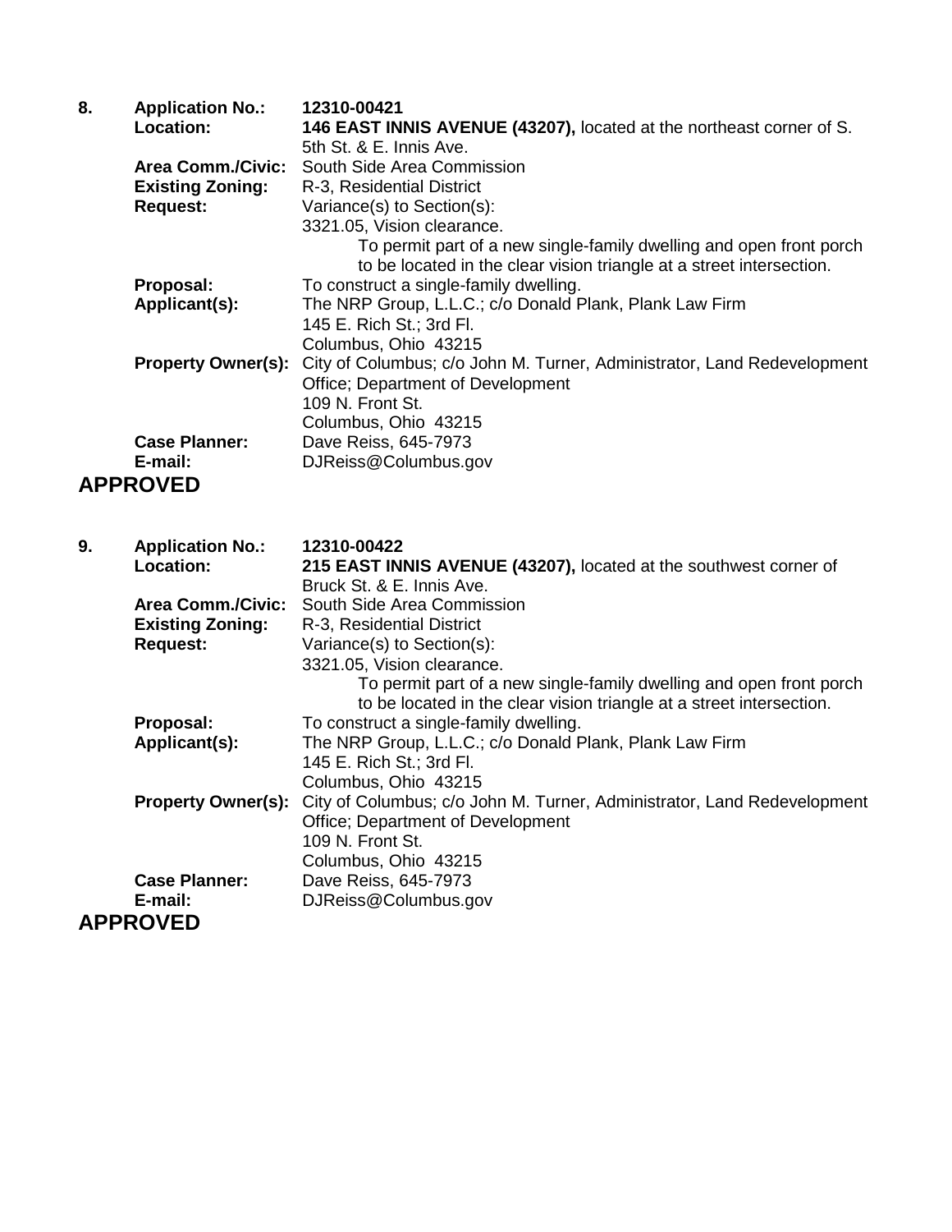**8.** **Application No.:** **12310-00421**

**Location:** **146 EAST INNIS AVENUE (43207),** located at the northeast corner of S. 5th St. & E. Innis Ave.

**Area Comm./Civic:** South Side Area Commission

**Existing Zoning:** R-3, Residential District

**Request:** Variance(s) to Section(s):
3321.05, Vision clearance.
To permit part of a new single-family dwelling and open front porch to be located in the clear vision triangle at a street intersection.

**Proposal:** To construct a single-family dwelling.

**Applicant(s):** The NRP Group, L.L.C.; c/o Donald Plank, Plank Law Firm
145 E. Rich St.; 3rd Fl.
Columbus, Ohio 43215

**Property Owner(s):** City of Columbus; c/o John M. Turner, Administrator, Land Redevelopment Office; Department of Development
109 N. Front St.
Columbus, Ohio 43215

**Case Planner:** Dave Reiss, 645-7973

**E-mail:** DJReiss@Columbus.gov

**APPROVED**

**9.** **Application No.:** **12310-00422**

**Location:** **215 EAST INNIS AVENUE (43207),** located at the southwest corner of Bruck St. & E. Innis Ave.

**Area Comm./Civic:** South Side Area Commission

**Existing Zoning:** R-3, Residential District

**Request:** Variance(s) to Section(s):
3321.05, Vision clearance.
To permit part of a new single-family dwelling and open front porch to be located in the clear vision triangle at a street intersection.

**Proposal:** To construct a single-family dwelling.

**Applicant(s):** The NRP Group, L.L.C.; c/o Donald Plank, Plank Law Firm
145 E. Rich St.; 3rd Fl.
Columbus, Ohio 43215

**Property Owner(s):** City of Columbus; c/o John M. Turner, Administrator, Land Redevelopment Office; Department of Development
109 N. Front St.
Columbus, Ohio 43215

**Case Planner:** Dave Reiss, 645-7973

**E-mail:** DJReiss@Columbus.gov

**APPROVED**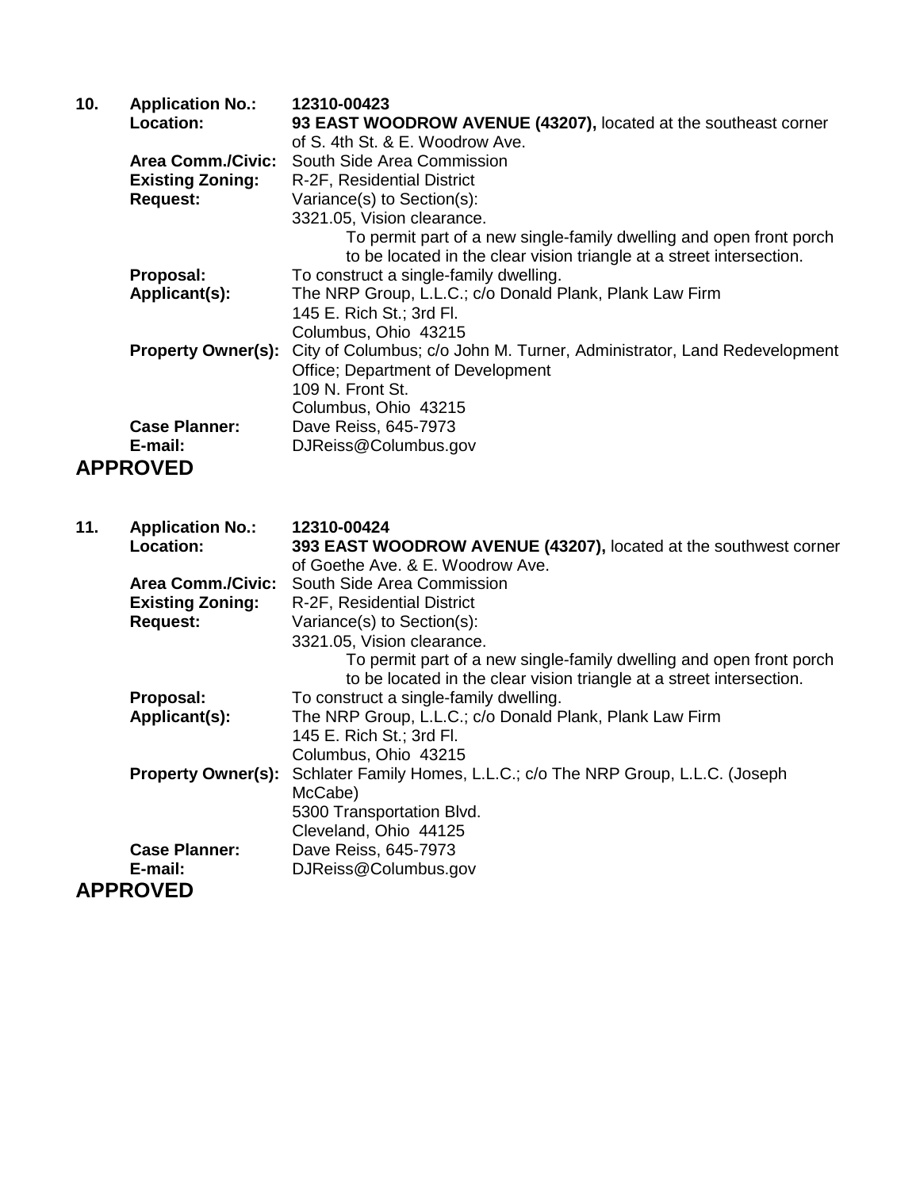**10.** **Application No.:** **12310-00423**

**Location:** **93 EAST WOODROW AVENUE (43207),** located at the southeast corner of S. 4th St. & E. Woodrow Ave.

**Area Comm./Civic:** South Side Area Commission

**Existing Zoning:** R-2F, Residential District

**Request:** Variance(s) to Section(s):
3321.05, Vision clearance.
To permit part of a new single-family dwelling and open front porch to be located in the clear vision triangle at a street intersection.

**Proposal:** To construct a single-family dwelling.

**Applicant(s):** The NRP Group, L.L.C.; c/o Donald Plank, Plank Law Firm
145 E. Rich St.; 3rd Fl.
Columbus, Ohio 43215

**Property Owner(s):** City of Columbus; c/o John M. Turner, Administrator, Land Redevelopment Office; Department of Development
109 N. Front St.
Columbus, Ohio 43215

**Case Planner:** Dave Reiss, 645-7973

**E-mail:** DJReiss@Columbus.gov

## APPROVED

**11.** **Application No.:** **12310-00424**

**Location:** **393 EAST WOODROW AVENUE (43207),** located at the southwest corner of Goethe Ave. & E. Woodrow Ave.

**Area Comm./Civic:** South Side Area Commission

**Existing Zoning:** R-2F, Residential District

**Request:** Variance(s) to Section(s):
3321.05, Vision clearance.
To permit part of a new single-family dwelling and open front porch to be located in the clear vision triangle at a street intersection.

**Proposal:** To construct a single-family dwelling.

**Applicant(s):** The NRP Group, L.L.C.; c/o Donald Plank, Plank Law Firm
145 E. Rich St.; 3rd Fl.
Columbus, Ohio 43215

**Property Owner(s):** Schlater Family Homes, L.L.C.; c/o The NRP Group, L.L.C. (Joseph McCabe)
5300 Transportation Blvd.
Cleveland, Ohio 44125

**Case Planner:** Dave Reiss, 645-7973

**E-mail:** DJReiss@Columbus.gov

## APPROVED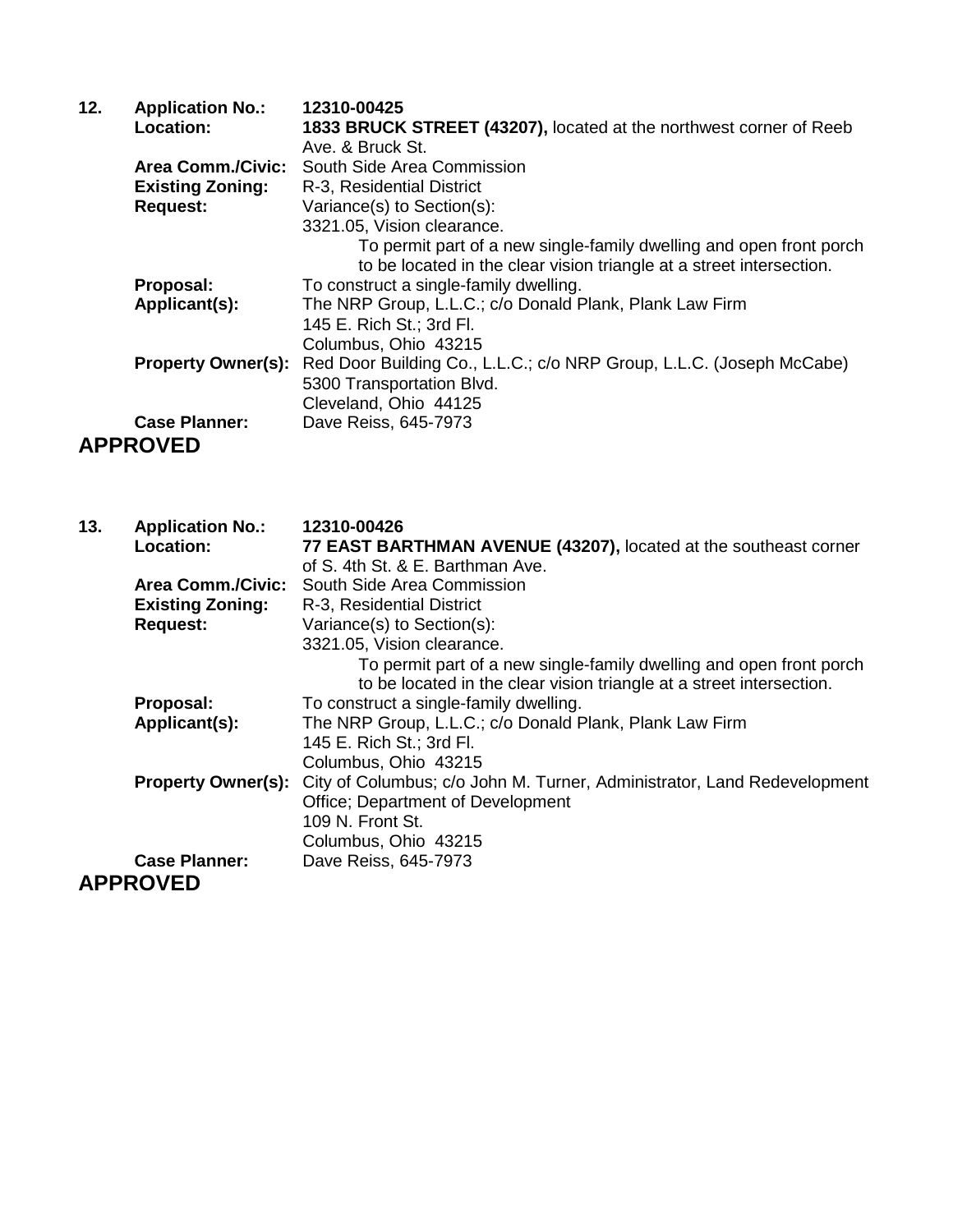**12.** **Application No.:** **12310-00425**

**Location:** **1833 BRUCK STREET (43207),** located at the northwest corner of Reeb Ave. & Bruck St.

**Area Comm./Civic:** South Side Area Commission

**Existing Zoning:** R-3, Residential District

**Request:** Variance(s) to Section(s):

3321.05, Vision clearance.

To permit part of a new single-family dwelling and open front porch to be located in the clear vision triangle at a street intersection.

**Proposal:** To construct a single-family dwelling.

**Applicant(s):** The NRP Group, L.L.C.; c/o Donald Plank, Plank Law Firm
145 E. Rich St.; 3rd Fl.
Columbus, Ohio 43215

**Property Owner(s):** Red Door Building Co., L.L.C.; c/o NRP Group, L.L.C. (Joseph McCabe)
5300 Transportation Blvd.
Cleveland, Ohio 44125

**Case Planner:** Dave Reiss, 645-7973

## APPROVED

**13.** **Application No.:** **12310-00426**

**Location:** **77 EAST BARTHMAN AVENUE (43207),** located at the southeast corner of S. 4th St. & E. Barthman Ave.

**Area Comm./Civic:** South Side Area Commission

**Existing Zoning:** R-3, Residential District

**Request:** Variance(s) to Section(s):

3321.05, Vision clearance.

To permit part of a new single-family dwelling and open front porch to be located in the clear vision triangle at a street intersection.

**Proposal:** To construct a single-family dwelling.

**Applicant(s):** The NRP Group, L.L.C.; c/o Donald Plank, Plank Law Firm
145 E. Rich St.; 3rd Fl.
Columbus, Ohio 43215

**Property Owner(s):** City of Columbus; c/o John M. Turner, Administrator, Land Redevelopment Office; Department of Development
109 N. Front St.
Columbus, Ohio 43215

**Case Planner:** Dave Reiss, 645-7973

## APPROVED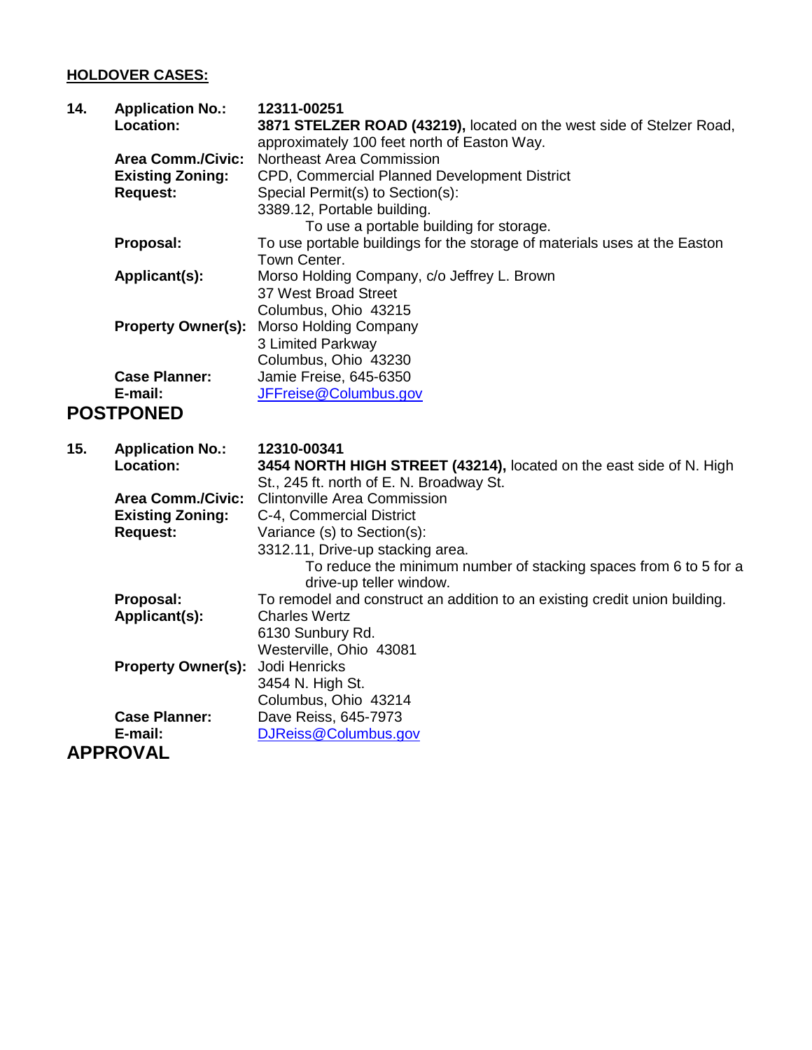**HOLDOVER CASES:**

**14. Application No.:** **12311-00251**
**Location:** **3871 STELZER ROAD (43219),** located on the west side of Stelzer Road, approximately 100 feet north of Easton Way.
**Area Comm./Civic:** Northeast Area Commission
**Existing Zoning:** CPD, Commercial Planned Development District
**Request:** Special Permit(s) to Section(s):
3389.12, Portable building.
To use a portable building for storage.
**Proposal:** To use portable buildings for the storage of materials uses at the Easton Town Center.
**Applicant(s):** Morso Holding Company, c/o Jeffrey L. Brown
37 West Broad Street
Columbus, Ohio 43215
**Property Owner(s):** Morso Holding Company
3 Limited Parkway
Columbus, Ohio 43230
**Case Planner:** Jamie Freise, 645-6350
**E-mail:** JFFreise@Columbus.gov

## POSTPONED

**15. Application No.:** **12310-00341**
**Location:** **3454 NORTH HIGH STREET (43214),** located on the east side of N. High St., 245 ft. north of E. N. Broadway St.
**Area Comm./Civic:** Clintonville Area Commission
**Existing Zoning:** C-4, Commercial District
**Request:** Variance (s) to Section(s):
3312.11, Drive-up stacking area.
To reduce the minimum number of stacking spaces from 6 to 5 for a drive-up teller window.
**Proposal:** To remodel and construct an addition to an existing credit union building.
**Applicant(s):** Charles Wertz
6130 Sunbury Rd.
Westerville, Ohio 43081
**Property Owner(s):** Jodi Henricks
3454 N. High St.
Columbus, Ohio 43214
**Case Planner:** Dave Reiss, 645-7973
**E-mail:** DJReiss@Columbus.gov

## APPROVAL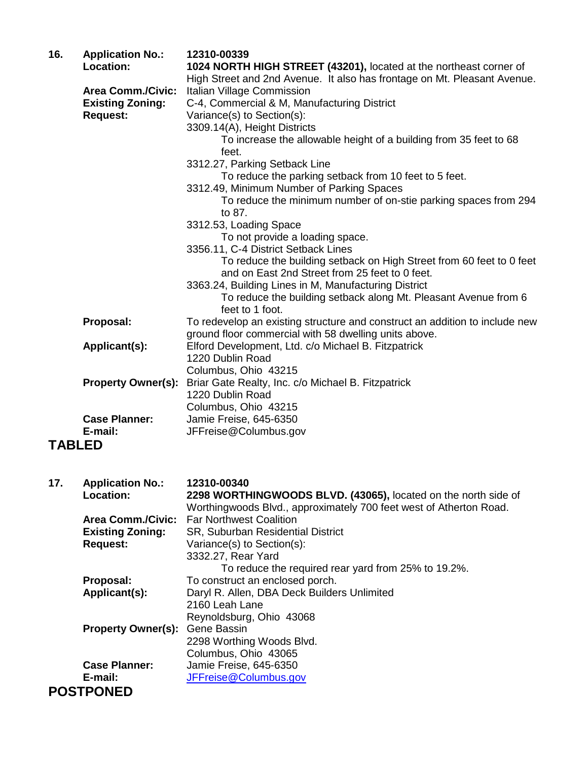**16.** **Application No.:** **12310-00339**

**Location:** **1024 NORTH HIGH STREET (43201),** located at the northeast corner of High Street and 2nd Avenue. It also has frontage on Mt. Pleasant Avenue.

**Area Comm./Civic:** Italian Village Commission

**Existing Zoning:** C-4, Commercial & M, Manufacturing District

**Request:** Variance(s) to Section(s):

3309.14(A), Height Districts
To increase the allowable height of a building from 35 feet to 68 feet.

3312.27, Parking Setback Line
To reduce the parking setback from 10 feet to 5 feet.

3312.49, Minimum Number of Parking Spaces
To reduce the minimum number of on-stie parking spaces from 294 to 87.

3312.53, Loading Space
To not provide a loading space.

3356.11, C-4 District Setback Lines
To reduce the building setback on High Street from 60 feet to 0 feet and on East 2nd Street from 25 feet to 0 feet.

3363.24, Building Lines in M, Manufacturing District
To reduce the building setback along Mt. Pleasant Avenue from 6 feet to 1 foot.

**Proposal:** To redevelop an existing structure and construct an addition to include new ground floor commercial with 58 dwelling units above.

**Applicant(s):** Elford Development, Ltd. c/o Michael B. Fitzpatrick
1220 Dublin Road
Columbus, Ohio 43215

**Property Owner(s):** Briar Gate Realty, Inc. c/o Michael B. Fitzpatrick
1220 Dublin Road
Columbus, Ohio 43215

**Case Planner:** Jamie Freise, 645-6350

**E-mail:** JFFreise@Columbus.gov

## TABLED

**17.** **Application No.:** **12310-00340**

**Location:** **2298 WORTHINGWOODS BLVD. (43065),** located on the north side of Worthingwoods Blvd., approximately 700 feet west of Atherton Road.

**Area Comm./Civic:** Far Northwest Coalition

**Existing Zoning:** SR, Suburban Residential District

**Request:** Variance(s) to Section(s):

3332.27, Rear Yard
To reduce the required rear yard from 25% to 19.2%.

**Proposal:** To construct an enclosed porch.

**Applicant(s):** Daryl R. Allen, DBA Deck Builders Unlimited
2160 Leah Lane
Reynoldsburg, Ohio 43068

**Property Owner(s):** Gene Bassin
2298 Worthing Woods Blvd.
Columbus, Ohio 43065

**Case Planner:** Jamie Freise, 645-6350

**E-mail:** JFFreise@Columbus.gov

## POSTPONED